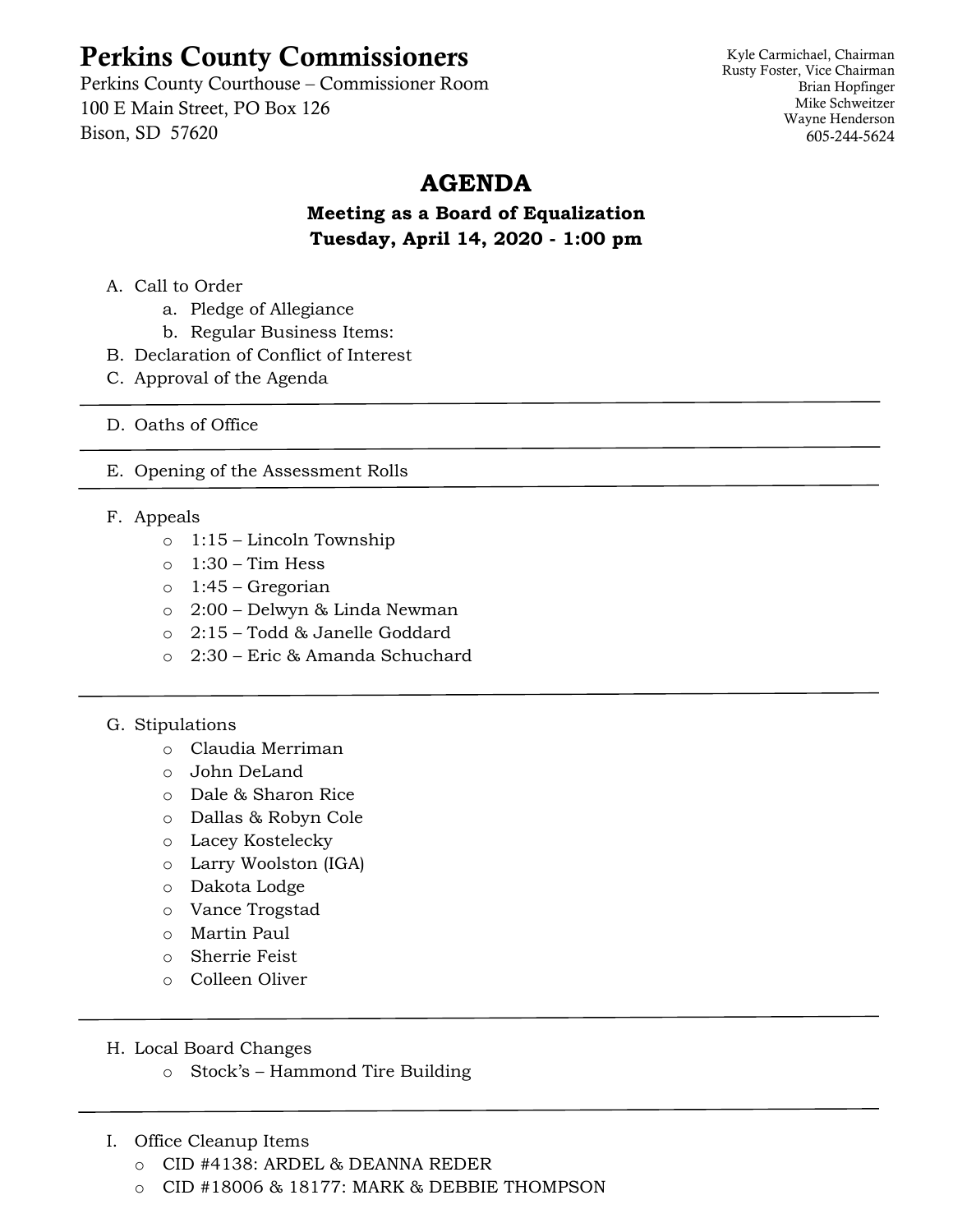# Perkins County Commissioners

Perkins County Courthouse – Commissioner Room
100 E Main Street, PO Box 126
Bison, SD 57620

Kyle Carmichael, Chairman
Rusty Foster, Vice Chairman
Brian Hopfinger
Mike Schweitzer
Wayne Henderson
605-244-5624

## AGENDA

**Meeting as a Board of Equalization**
**Tuesday, April 14, 2020 - 1:00 pm**

A. Call to Order
   a. Pledge of Allegiance
   b. Regular Business Items:
B. Declaration of Conflict of Interest
C. Approval of the Agenda

---

D. Oaths of Office

---

E. Opening of the Assessment Rolls

---

F. Appeals
   - 1:15 – Lincoln Township
   - 1:30 – Tim Hess
   - 1:45 – Gregorian
   - 2:00 – Delwyn & Linda Newman
   - 2:15 – Todd & Janelle Goddard
   - 2:30 – Eric & Amanda Schuchard

---

G. Stipulations
   - Claudia Merriman
   - John DeLand
   - Dale & Sharon Rice
   - Dallas & Robyn Cole
   - Lacey Kostelecky
   - Larry Woolston (IGA)
   - Dakota Lodge
   - Vance Trogstad
   - Martin Paul
   - Sherrie Feist
   - Colleen Oliver

---

H. Local Board Changes
   - Stock's – Hammond Tire Building

---

I. Office Cleanup Items
   - CID #4138: ARDEL & DEANNA REDER
   - CID #18006 & 18177: MARK & DEBBIE THOMPSON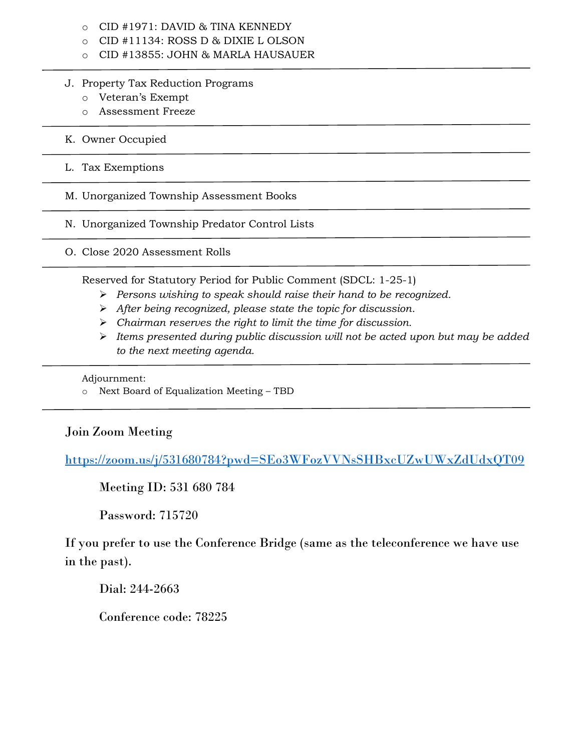- CID #1971: DAVID & TINA KENNEDY
- CID #11134: ROSS D & DIXIE L OLSON
- CID #13855: JOHN & MARLA HAUSAUER

---

J. Property Tax Reduction Programs
- Veteran's Exempt
- Assessment Freeze

---

K. Owner Occupied

---

L. Tax Exemptions

---

M. Unorganized Township Assessment Books

---

N. Unorganized Township Predator Control Lists

---

O. Close 2020 Assessment Rolls

---

Reserved for Statutory Period for Public Comment (SDCL: 1-25-1)

- *Persons wishing to speak should raise their hand to be recognized.*
- *After being recognized, please state the topic for discussion.*
- *Chairman reserves the right to limit the time for discussion.*
- *Items presented during public discussion will not be acted upon but may be added to the next meeting agenda.*

---

Adjournment:
- Next Board of Equalization Meeting – TBD

---

**Join Zoom Meeting**

https://zoom.us/j/531680784?pwd=SEo3WFozVVNsSHBxcUZwUWxZdUdxQT09

**Meeting ID: 531 680 784**

**Password: 715720**

**If you prefer to use the Conference Bridge (same as the teleconference we have use in the past).**

**Dial: 244-2663**

**Conference code: 78225**